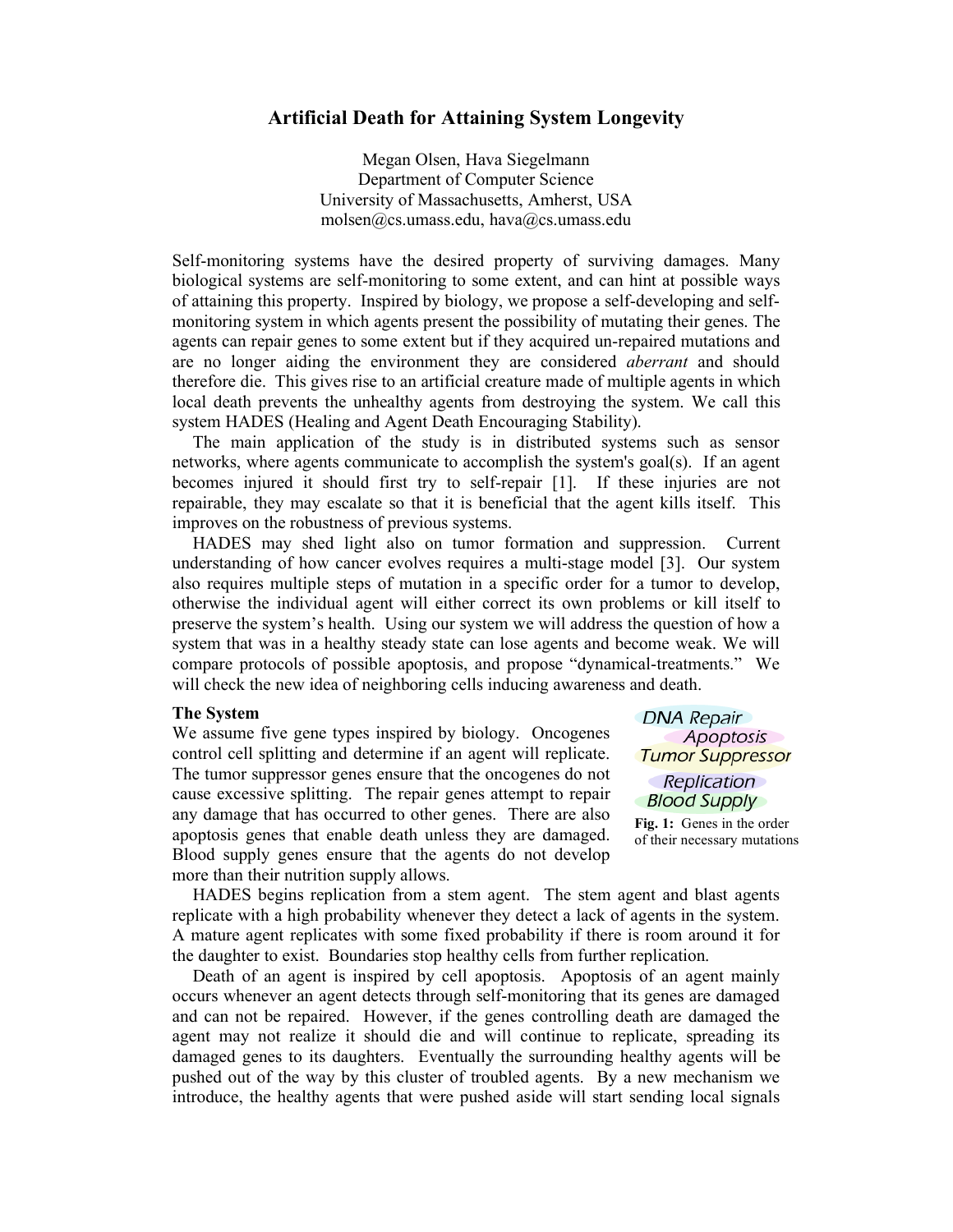# Artificial Death for Attaining System Longevity

Megan Olsen, Hava Siegelmann
Department of Computer Science
University of Massachusetts, Amherst, USA
molsen@cs.umass.edu, hava@cs.umass.edu

Self-monitoring systems have the desired property of surviving damages. Many biological systems are self-monitoring to some extent, and can hint at possible ways of attaining this property. Inspired by biology, we propose a self-developing and self-monitoring system in which agents present the possibility of mutating their genes. The agents can repair genes to some extent but if they acquired un-repaired mutations and are no longer aiding the environment they are considered *aberrant* and should therefore die. This gives rise to an artificial creature made of multiple agents in which local death prevents the unhealthy agents from destroying the system. We call this system HADES (Healing and Agent Death Encouraging Stability).

The main application of the study is in distributed systems such as sensor networks, where agents communicate to accomplish the system's goal(s). If an agent becomes injured it should first try to self-repair [1]. If these injuries are not repairable, they may escalate so that it is beneficial that the agent kills itself. This improves on the robustness of previous systems.

HADES may shed light also on tumor formation and suppression. Current understanding of how cancer evolves requires a multi-stage model [3]. Our system also requires multiple steps of mutation in a specific order for a tumor to develop, otherwise the individual agent will either correct its own problems or kill itself to preserve the system's health. Using our system we will address the question of how a system that was in a healthy steady state can lose agents and become weak. We will compare protocols of possible apoptosis, and propose "dynamical-treatments." We will check the new idea of neighboring cells inducing awareness and death.

**The System**

We assume five gene types inspired by biology. Oncogenes control cell splitting and determine if an agent will replicate. The tumor suppressor genes ensure that the oncogenes do not cause excessive splitting. The repair genes attempt to repair any damage that has occurred to other genes. There are also apoptosis genes that enable death unless they are damaged. Blood supply genes ensure that the agents do not develop more than their nutrition supply allows.

DNA Repair
Apoptosis
Tumor Suppressor
Replication
Blood Supply

**Fig. 1:** Genes in the order of their necessary mutations

HADES begins replication from a stem agent. The stem agent and blast agents replicate with a high probability whenever they detect a lack of agents in the system. A mature agent replicates with some fixed probability if there is room around it for the daughter to exist. Boundaries stop healthy cells from further replication.

Death of an agent is inspired by cell apoptosis. Apoptosis of an agent mainly occurs whenever an agent detects through self-monitoring that its genes are damaged and can not be repaired. However, if the genes controlling death are damaged the agent may not realize it should die and will continue to replicate, spreading its damaged genes to its daughters. Eventually the surrounding healthy agents will be pushed out of the way by this cluster of troubled agents. By a new mechanism we introduce, the healthy agents that were pushed aside will start sending local signals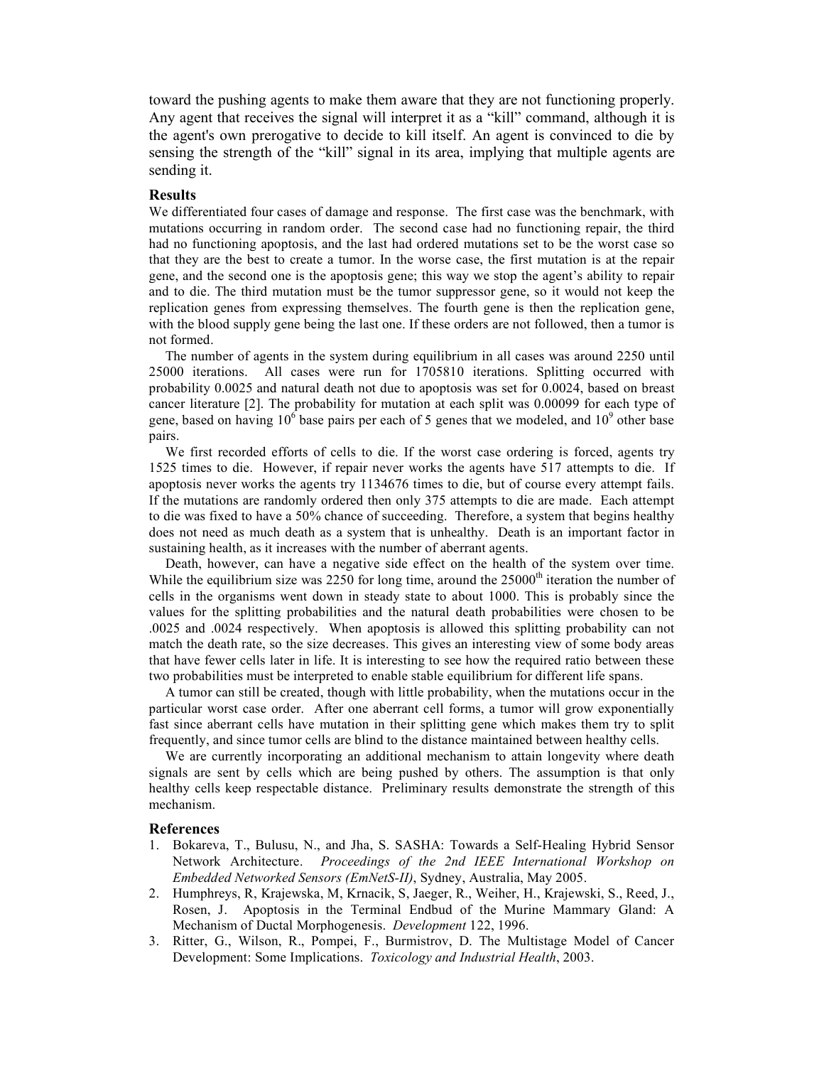toward the pushing agents to make them aware that they are not functioning properly. Any agent that receives the signal will interpret it as a "kill" command, although it is the agent's own prerogative to decide to kill itself. An agent is convinced to die by sensing the strength of the "kill" signal in its area, implying that multiple agents are sending it.

## Results

We differentiated four cases of damage and response. The first case was the benchmark, with mutations occurring in random order. The second case had no functioning repair, the third had no functioning apoptosis, and the last had ordered mutations set to be the worst case so that they are the best to create a tumor. In the worse case, the first mutation is at the repair gene, and the second one is the apoptosis gene; this way we stop the agent's ability to repair and to die. The third mutation must be the tumor suppressor gene, so it would not keep the replication genes from expressing themselves. The fourth gene is then the replication gene, with the blood supply gene being the last one. If these orders are not followed, then a tumor is not formed.

The number of agents in the system during equilibrium in all cases was around 2250 until 25000 iterations. All cases were run for 1705810 iterations. Splitting occurred with probability 0.0025 and natural death not due to apoptosis was set for 0.0024, based on breast cancer literature [2]. The probability for mutation at each split was 0.00099 for each type of gene, based on having $10^6$ base pairs per each of 5 genes that we modeled, and $10^9$ other base pairs.

We first recorded efforts of cells to die. If the worst case ordering is forced, agents try 1525 times to die. However, if repair never works the agents have 517 attempts to die. If apoptosis never works the agents try 1134676 times to die, but of course every attempt fails. If the mutations are randomly ordered then only 375 attempts to die are made. Each attempt to die was fixed to have a 50% chance of succeeding. Therefore, a system that begins healthy does not need as much death as a system that is unhealthy. Death is an important factor in sustaining health, as it increases with the number of aberrant agents.

Death, however, can have a negative side effect on the health of the system over time. While the equilibrium size was 2250 for long time, around the 25000[th] iteration the number of cells in the organisms went down in steady state to about 1000. This is probably since the values for the splitting probabilities and the natural death probabilities were chosen to be .0025 and .0024 respectively. When apoptosis is allowed this splitting probability can not match the death rate, so the size decreases. This gives an interesting view of some body areas that have fewer cells later in life. It is interesting to see how the required ratio between these two probabilities must be interpreted to enable stable equilibrium for different life spans.

A tumor can still be created, though with little probability, when the mutations occur in the particular worst case order. After one aberrant cell forms, a tumor will grow exponentially fast since aberrant cells have mutation in their splitting gene which makes them try to split frequently, and since tumor cells are blind to the distance maintained between healthy cells.

We are currently incorporating an additional mechanism to attain longevity where death signals are sent by cells which are being pushed by others. The assumption is that only healthy cells keep respectable distance. Preliminary results demonstrate the strength of this mechanism.

## References

1. Bokareva, T., Bulusu, N., and Jha, S. SASHA: Towards a Self-Healing Hybrid Sensor Network Architecture. *Proceedings of the 2nd IEEE International Workshop on Embedded Networked Sensors (EmNetS-II)*, Sydney, Australia, May 2005.
2. Humphreys, R, Krajewska, M, Krnacik, S, Jaeger, R., Weiher, H., Krajewski, S., Reed, J., Rosen, J. Apoptosis in the Terminal Endbud of the Murine Mammary Gland: A Mechanism of Ductal Morphogenesis. *Development* 122, 1996.
3. Ritter, G., Wilson, R., Pompei, F., Burmistrov, D. The Multistage Model of Cancer Development: Some Implications. *Toxicology and Industrial Health*, 2003.